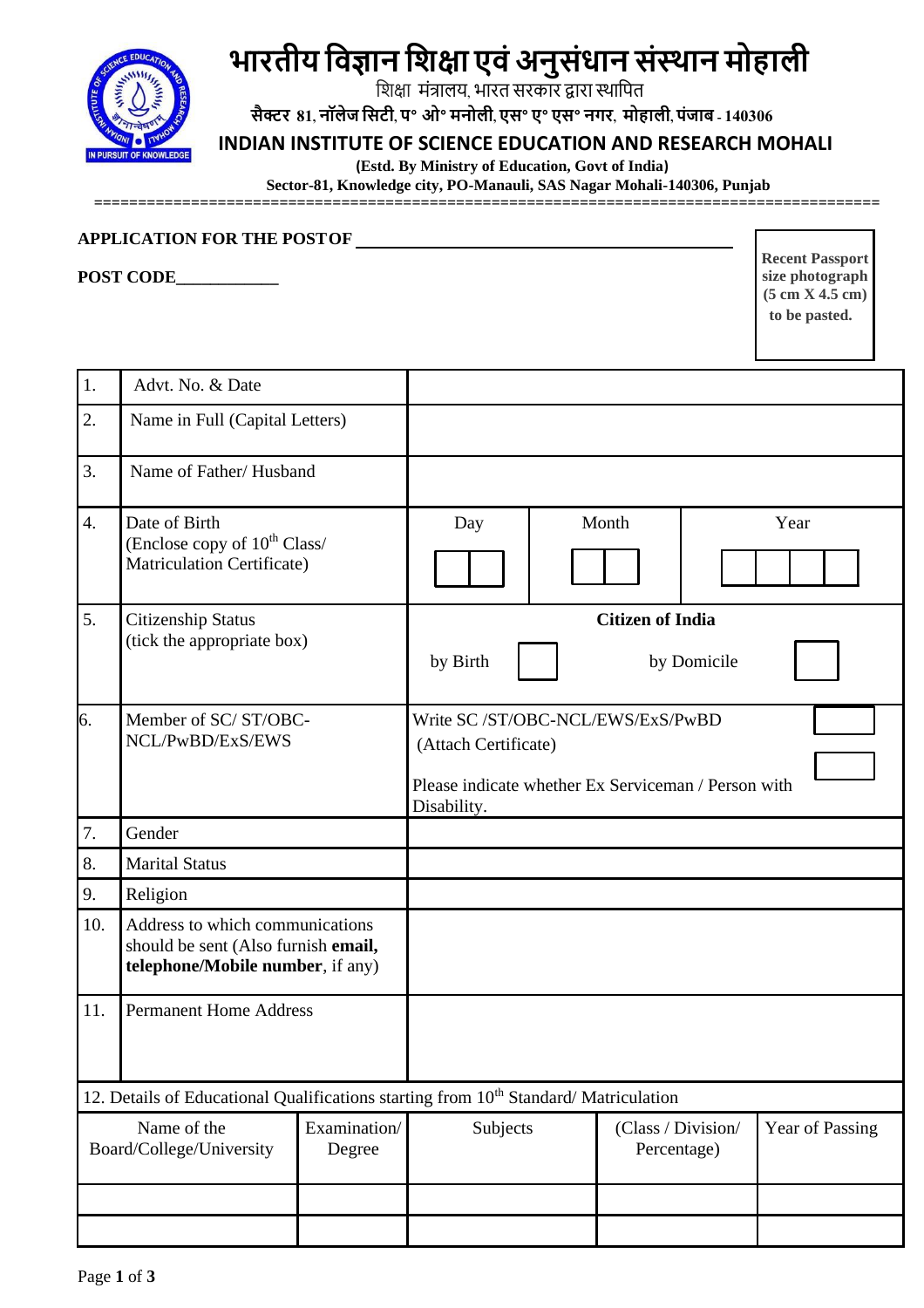# भारतीय विज्ञान शिक्षा एवं अनुसंधान संस्थान मोहाली

शिक्षा मंत्रालय, भारत सरकार द्वारा स्थापित

**सैक्टर 81, नॉलेज सिटी, प॰ ओ॰ मनोली, एस॰ ए॰ एस॰ नगर, मोहाली, पंजाब - 140306**

## INDIAN INSTITUTE OF SCIENCE EDUCATION AND RESEARCH MOHALI

**(Estd. By Ministry of Education, Govt of India)**

**Sector-81, Knowledge city, PO-Manauli, SAS Nagar Mohali-140306, Punjab**

**APPLICATION FOR THE POST OF** ____________________________________________

**POST CODE**____________

**Recent Passport size photograph (5 cm X 4.5 cm) to be pasted.**

| | | | | |
|---|---|---|---|---|
| 1. | Advt. No. & Date | | | |
| 2. | Name in Full (Capital Letters) | | | |
| 3. | Name of Father/ Husband | | | |
| 4. | Date of Birth (Enclose copy of 10th Class/ Matriculation Certificate) | Day | Month | Year |
| 5. | Citizenship Status (tick the appropriate box) | **Citizen of India** by Birth ☐ by Domicile ☐ | | |
| 6. | Member of SC/ ST/OBC-NCL/PwBD/ExS/EWS | Write SC /ST/OBC-NCL/EWS/ExS/PwBD (Attach Certificate) ☐ Please indicate whether Ex Serviceman / Person with Disability. ☐ | | |
| 7. | Gender | | | |
| 8. | Marital Status | | | |
| 9. | Religion | | | |
| 10. | Address to which communications should be sent (Also furnish **email, telephone/Mobile number**, if any) | | | |
| 11. | Permanent Home Address | | | |

12. Details of Educational Qualifications starting from 10th Standard/ Matriculation

| Name of the Board/College/University | Examination/ Degree | Subjects | (Class / Division/ Percentage) | Year of Passing |
|---|---|---|---|---|
| | | | | |
| | | | | |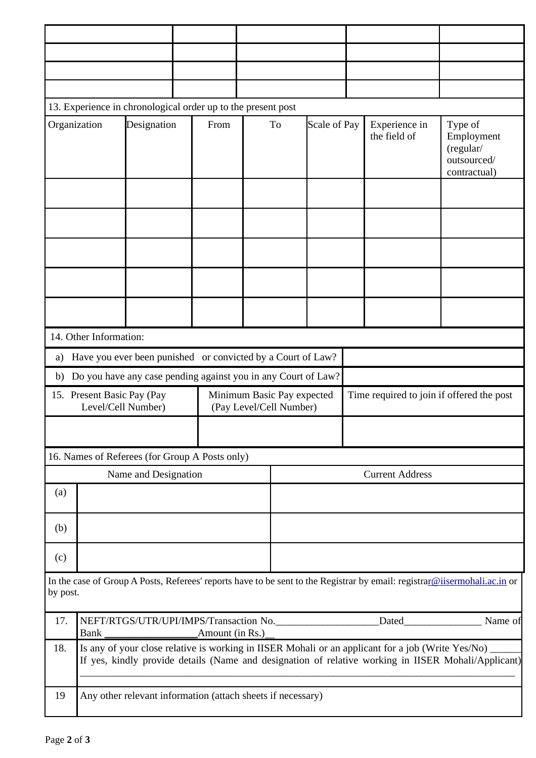| | | | | |
|---|---|---|---|---|
| | | | | |
| | | | | |
| | | | | |
| | | | | |

13. Experience in chronological order up to the present post

| Organization | Designation | From | To | Scale of Pay | Experience in the field of | Type of Employment (regular/ outsourced/ contractual) |
|---|---|---|---|---|---|---|
| | | | | | | |
| | | | | | | |
| | | | | | | |
| | | | | | | |
| | | | | | | |

14. Other Information:

| | |
|---|---|
| a) Have you ever been punished or convicted by a Court of Law? | |
| b) Do you have any case pending against you in any Court of Law? | |

| 15. Present Basic Pay (Pay Level/Cell Number) | Minimum Basic Pay expected (Pay Level/Cell Number) | Time required to join if offered the post |
|---|---|---|
| | | |

16. Names of Referees (for Group A Posts only)

| | Name and Designation | Current Address |
|---|---|---|
| (a) | | |
| (b) | | |
| (c) | | |

In the case of Group A Posts, Referees' reports have to be sent to the Registrar by email: registrar@iisermohali.ac.in or by post.

| | |
|---|---|
| 17. | NEFT/RTGS/UTR/UPI/IMPS/Transaction No.____________________Dated_______________ Name of Bank __________________Amount (in Rs.)__ |
| 18. | Is any of your close relative is working in IISER Mohali or an applicant for a job (Write Yes/No) ______ If yes, kindly provide details (Name and designation of relative working in IISER Mohali/Applicant) ____________________________________________________________________________________ |
| 19 | Any other relevant information (attach sheets if necessary) |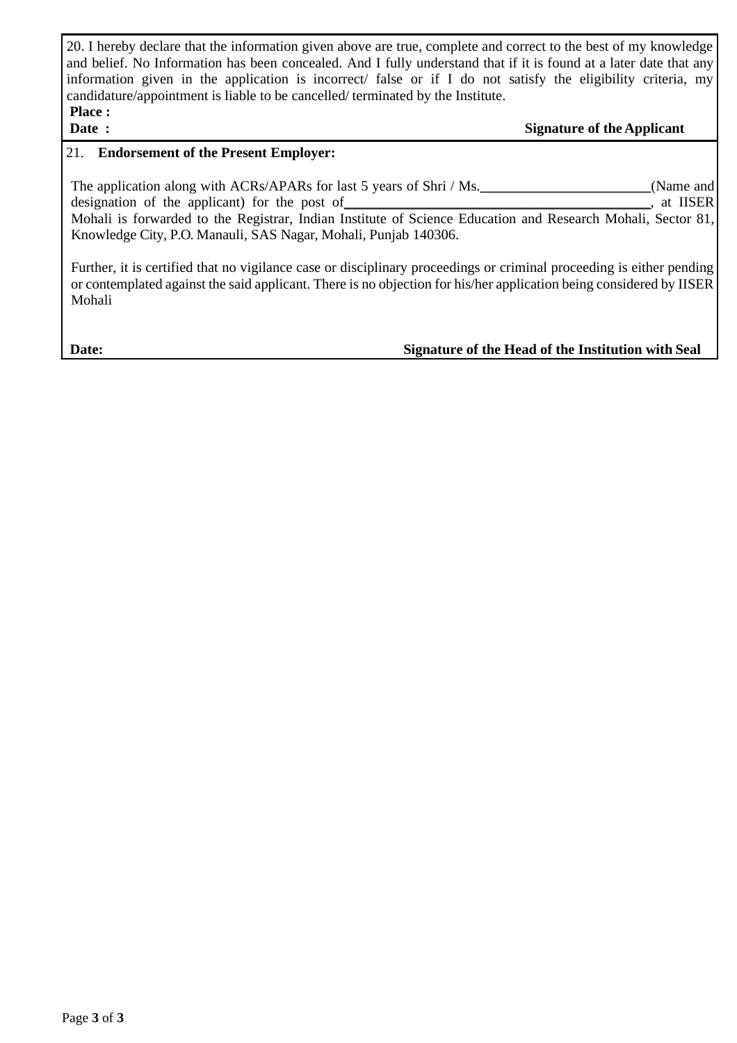20. I hereby declare that the information given above are true, complete and correct to the best of my knowledge and belief. No Information has been concealed. And I fully understand that if it is found at a later date that any information given in the application is incorrect/ false or if I do not satisfy the eligibility criteria, my candidature/appointment is liable to be cancelled/ terminated by the Institute.

**Place :**

**Date :** **Signature of the Applicant**

21. **Endorsement of the Present Employer:**

The application along with ACRs/APARs for last 5 years of Shri / Ms.________________________(Name and designation of the applicant) for the post of____________________________________________, at IISER Mohali is forwarded to the Registrar, Indian Institute of Science Education and Research Mohali, Sector 81, Knowledge City, P.O. Manauli, SAS Nagar, Mohali, Punjab 140306.

Further, it is certified that no vigilance case or disciplinary proceedings or criminal proceeding is either pending or contemplated against the said applicant. There is no objection for his/her application being considered by IISER Mohali

**Date:** **Signature of the Head of the Institution with Seal**